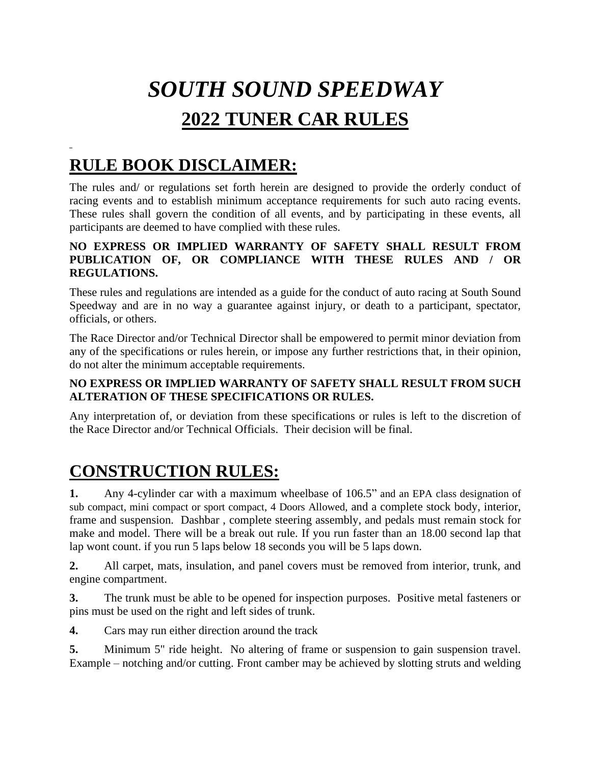# *SOUTH SOUND SPEEDWAY*

## 2022 TUNER CAR RULES

## RULE BOOK DISCLAIMER:

The rules and/ or regulations set forth herein are designed to provide the orderly conduct of racing events and to establish minimum acceptance requirements for such auto racing events. These rules shall govern the condition of all events, and by participating in these events, all participants are deemed to have complied with these rules.

**NO EXPRESS OR IMPLIED WARRANTY OF SAFETY SHALL RESULT FROM PUBLICATION OF, OR COMPLIANCE WITH THESE RULES AND / OR REGULATIONS.**

These rules and regulations are intended as a guide for the conduct of auto racing at South Sound Speedway and are in no way a guarantee against injury, or death to a participant, spectator, officials, or others.

The Race Director and/or Technical Director shall be empowered to permit minor deviation from any of the specifications or rules herein, or impose any further restrictions that, in their opinion, do not alter the minimum acceptable requirements.

**NO EXPRESS OR IMPLIED WARRANTY OF SAFETY SHALL RESULT FROM SUCH ALTERATION OF THESE SPECIFICATIONS OR RULES.**

Any interpretation of, or deviation from these specifications or rules is left to the discretion of the Race Director and/or Technical Officials. Their decision will be final.

## CONSTRUCTION RULES:

**1.** Any 4-cylinder car with a maximum wheelbase of 106.5" and an EPA class designation of sub compact, mini compact or sport compact, 4 Doors Allowed, and a complete stock body, interior, frame and suspension. Dashbar , complete steering assembly, and pedals must remain stock for make and model. There will be a break out rule. If you run faster than an 18.00 second lap that lap wont count. if you run 5 laps below 18 seconds you will be 5 laps down.

**2.** All carpet, mats, insulation, and panel covers must be removed from interior, trunk, and engine compartment.

**3.** The trunk must be able to be opened for inspection purposes. Positive metal fasteners or pins must be used on the right and left sides of trunk.

**4.** Cars may run either direction around the track

**5.** Minimum 5" ride height. No altering of frame or suspension to gain suspension travel. Example – notching and/or cutting. Front camber may be achieved by slotting struts and welding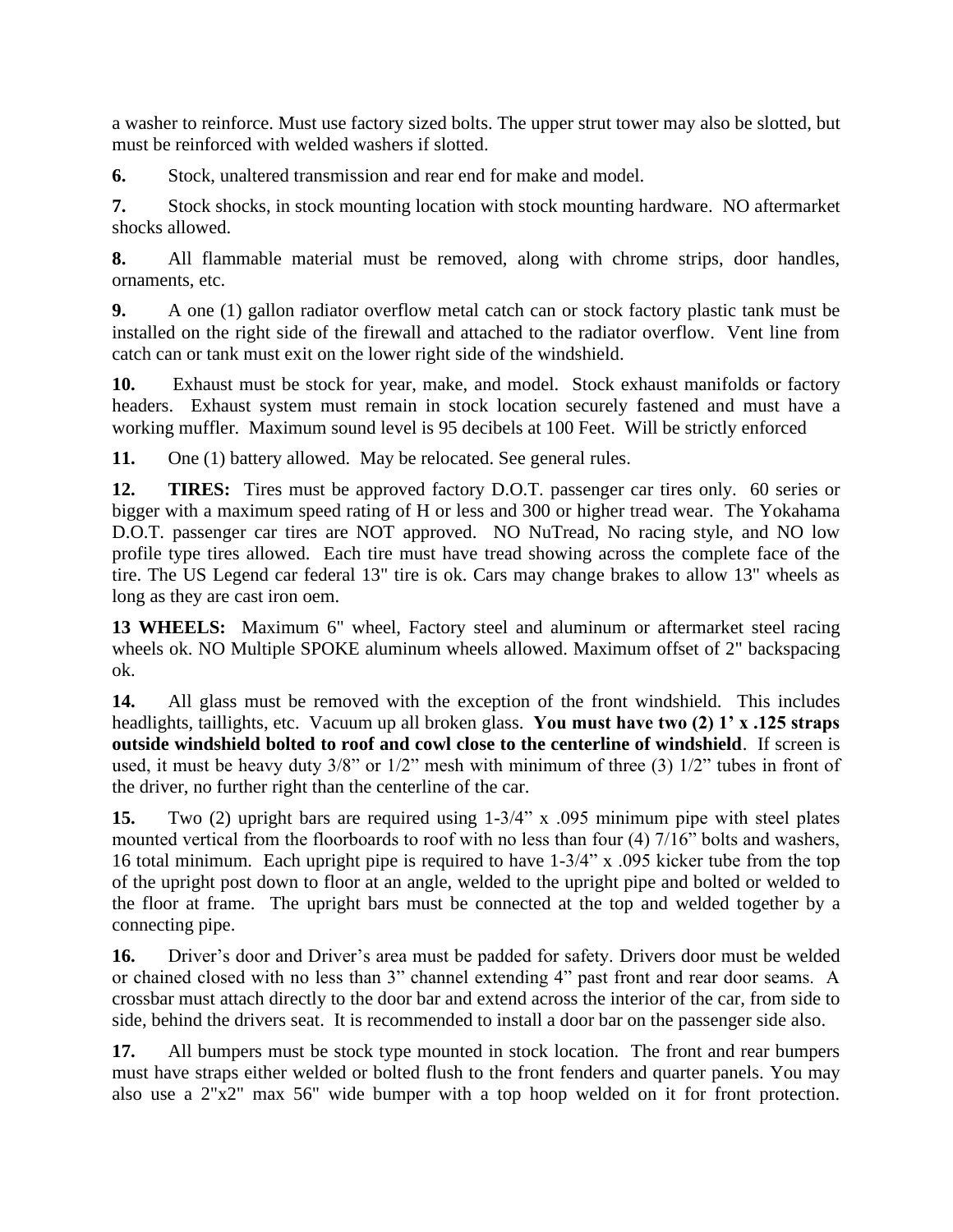a washer to reinforce. Must use factory sized bolts. The upper strut tower may also be slotted, but must be reinforced with welded washers if slotted.

**6.** Stock, unaltered transmission and rear end for make and model.

**7.** Stock shocks, in stock mounting location with stock mounting hardware. NO aftermarket shocks allowed.

**8.** All flammable material must be removed, along with chrome strips, door handles, ornaments, etc.

**9.** A one (1) gallon radiator overflow metal catch can or stock factory plastic tank must be installed on the right side of the firewall and attached to the radiator overflow. Vent line from catch can or tank must exit on the lower right side of the windshield.

**10.** Exhaust must be stock for year, make, and model. Stock exhaust manifolds or factory headers. Exhaust system must remain in stock location securely fastened and must have a working muffler. Maximum sound level is 95 decibels at 100 Feet. Will be strictly enforced

**11.** One (1) battery allowed. May be relocated. See general rules.

**12. TIRES:** Tires must be approved factory D.O.T. passenger car tires only. 60 series or bigger with a maximum speed rating of H or less and 300 or higher tread wear. The Yokahama D.O.T. passenger car tires are NOT approved. NO NuTread, No racing style, and NO low profile type tires allowed. Each tire must have tread showing across the complete face of the tire. The US Legend car federal 13" tire is ok. Cars may change brakes to allow 13" wheels as long as they are cast iron oem.

**13 WHEELS:** Maximum 6" wheel, Factory steel and aluminum or aftermarket steel racing wheels ok. NO Multiple SPOKE aluminum wheels allowed. Maximum offset of 2" backspacing ok.

**14.** All glass must be removed with the exception of the front windshield. This includes headlights, taillights, etc. Vacuum up all broken glass. **You must have two (2) 1' x .125 straps outside windshield bolted to roof and cowl close to the centerline of windshield**. If screen is used, it must be heavy duty 3/8" or 1/2" mesh with minimum of three (3) 1/2" tubes in front of the driver, no further right than the centerline of the car.

**15.** Two (2) upright bars are required using 1-3/4" x .095 minimum pipe with steel plates mounted vertical from the floorboards to roof with no less than four (4) 7/16" bolts and washers, 16 total minimum. Each upright pipe is required to have 1-3/4" x .095 kicker tube from the top of the upright post down to floor at an angle, welded to the upright pipe and bolted or welded to the floor at frame. The upright bars must be connected at the top and welded together by a connecting pipe.

**16.** Driver's door and Driver's area must be padded for safety. Drivers door must be welded or chained closed with no less than 3" channel extending 4" past front and rear door seams. A crossbar must attach directly to the door bar and extend across the interior of the car, from side to side, behind the drivers seat. It is recommended to install a door bar on the passenger side also.

**17.** All bumpers must be stock type mounted in stock location. The front and rear bumpers must have straps either welded or bolted flush to the front fenders and quarter panels. You may also use a 2"x2" max 56" wide bumper with a top hoop welded on it for front protection.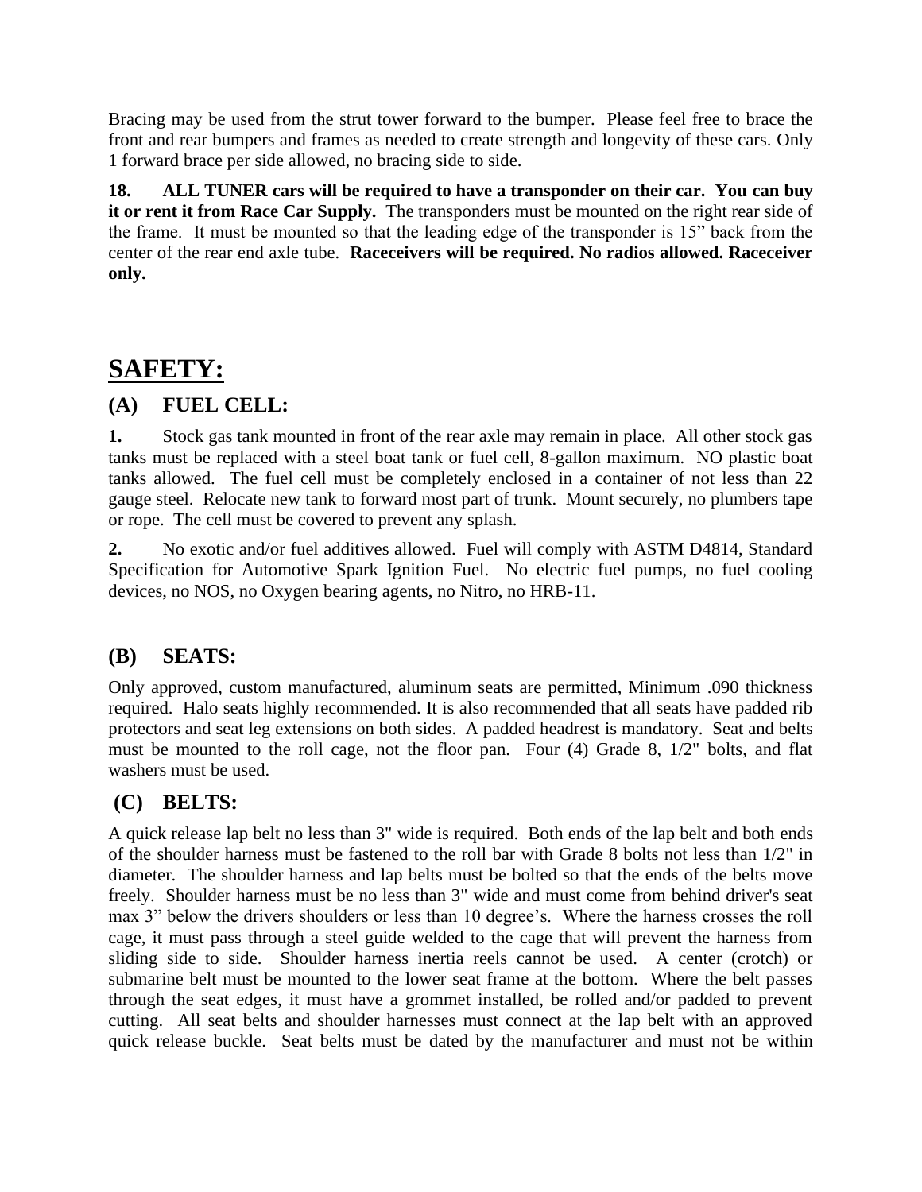Bracing may be used from the strut tower forward to the bumper. Please feel free to brace the front and rear bumpers and frames as needed to create strength and longevity of these cars. Only 1 forward brace per side allowed, no bracing side to side.

**18. ALL TUNER cars will be required to have a transponder on their car. You can buy it or rent it from Race Car Supply.** The transponders must be mounted on the right rear side of the frame. It must be mounted so that the leading edge of the transponder is 15" back from the center of the rear end axle tube. **Raceceivers will be required. No radios allowed. Raceceiver only.**

# SAFETY:

## (A) FUEL CELL:

**1.** Stock gas tank mounted in front of the rear axle may remain in place. All other stock gas tanks must be replaced with a steel boat tank or fuel cell, 8-gallon maximum. NO plastic boat tanks allowed. The fuel cell must be completely enclosed in a container of not less than 22 gauge steel. Relocate new tank to forward most part of trunk. Mount securely, no plumbers tape or rope. The cell must be covered to prevent any splash.

**2.** No exotic and/or fuel additives allowed. Fuel will comply with ASTM D4814, Standard Specification for Automotive Spark Ignition Fuel. No electric fuel pumps, no fuel cooling devices, no NOS, no Oxygen bearing agents, no Nitro, no HRB-11.

## (B) SEATS:

Only approved, custom manufactured, aluminum seats are permitted, Minimum .090 thickness required. Halo seats highly recommended. It is also recommended that all seats have padded rib protectors and seat leg extensions on both sides. A padded headrest is mandatory. Seat and belts must be mounted to the roll cage, not the floor pan. Four (4) Grade 8, 1/2" bolts, and flat washers must be used.

## (C) BELTS:

A quick release lap belt no less than 3" wide is required. Both ends of the lap belt and both ends of the shoulder harness must be fastened to the roll bar with Grade 8 bolts not less than 1/2" in diameter. The shoulder harness and lap belts must be bolted so that the ends of the belts move freely. Shoulder harness must be no less than 3" wide and must come from behind driver's seat max 3" below the drivers shoulders or less than 10 degree's. Where the harness crosses the roll cage, it must pass through a steel guide welded to the cage that will prevent the harness from sliding side to side. Shoulder harness inertia reels cannot be used. A center (crotch) or submarine belt must be mounted to the lower seat frame at the bottom. Where the belt passes through the seat edges, it must have a grommet installed, be rolled and/or padded to prevent cutting. All seat belts and shoulder harnesses must connect at the lap belt with an approved quick release buckle. Seat belts must be dated by the manufacturer and must not be within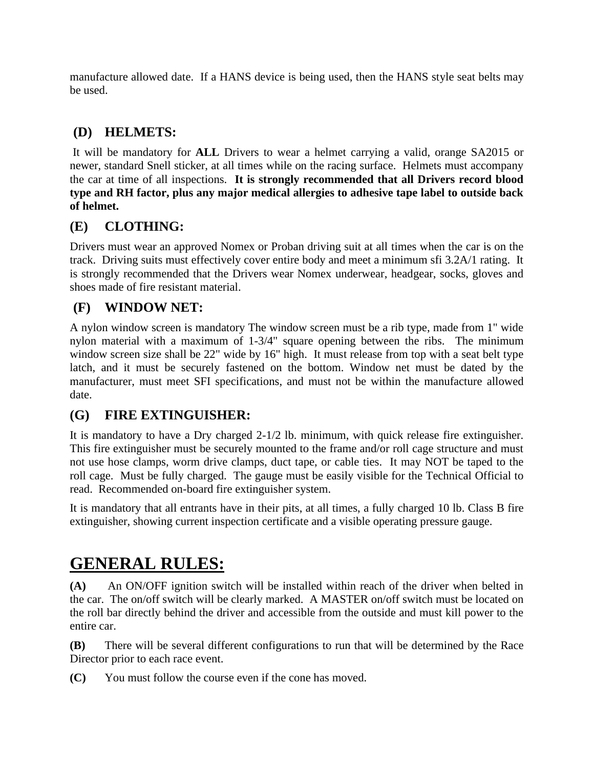manufacture allowed date. If a HANS device is being used, then the HANS style seat belts may be used.

### (D) HELMETS:

It will be mandatory for **ALL** Drivers to wear a helmet carrying a valid, orange SA2015 or newer, standard Snell sticker, at all times while on the racing surface. Helmets must accompany the car at time of all inspections. **It is strongly recommended that all Drivers record blood type and RH factor, plus any major medical allergies to adhesive tape label to outside back of helmet.**

### (E) CLOTHING:

Drivers must wear an approved Nomex or Proban driving suit at all times when the car is on the track. Driving suits must effectively cover entire body and meet a minimum sfi 3.2A/1 rating. It is strongly recommended that the Drivers wear Nomex underwear, headgear, socks, gloves and shoes made of fire resistant material.

### (F) WINDOW NET:

A nylon window screen is mandatory The window screen must be a rib type, made from 1" wide nylon material with a maximum of 1-3/4" square opening between the ribs. The minimum window screen size shall be 22" wide by 16" high. It must release from top with a seat belt type latch, and it must be securely fastened on the bottom. Window net must be dated by the manufacturer, must meet SFI specifications, and must not be within the manufacture allowed date.

### (G) FIRE EXTINGUISHER:

It is mandatory to have a Dry charged 2-1/2 lb. minimum, with quick release fire extinguisher. This fire extinguisher must be securely mounted to the frame and/or roll cage structure and must not use hose clamps, worm drive clamps, duct tape, or cable ties. It may NOT be taped to the roll cage. Must be fully charged. The gauge must be easily visible for the Technical Official to read. Recommended on-board fire extinguisher system.

It is mandatory that all entrants have in their pits, at all times, a fully charged 10 lb. Class B fire extinguisher, showing current inspection certificate and a visible operating pressure gauge.

# GENERAL RULES:

**(A)** An ON/OFF ignition switch will be installed within reach of the driver when belted in the car. The on/off switch will be clearly marked. A MASTER on/off switch must be located on the roll bar directly behind the driver and accessible from the outside and must kill power to the entire car.

**(B)** There will be several different configurations to run that will be determined by the Race Director prior to each race event.

**(C)** You must follow the course even if the cone has moved.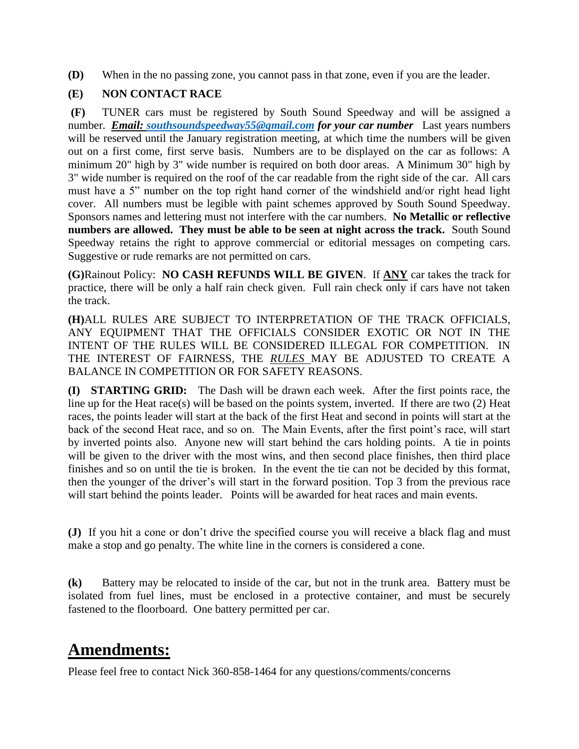**(D)** When in the no passing zone, you cannot pass in that zone, even if you are the leader.

**(E) NON CONTACT RACE**

**(F)** TUNER cars must be registered by South Sound Speedway and will be assigned a number. ***Email: southsoundspeedway55@gmail.com for your car number*** Last years numbers will be reserved until the January registration meeting, at which time the numbers will be given out on a first come, first serve basis. Numbers are to be displayed on the car as follows: A minimum 20" high by 3" wide number is required on both door areas. A Minimum 30" high by 3" wide number is required on the roof of the car readable from the right side of the car. All cars must have a 5" number on the top right hand corner of the windshield and/or right head light cover. All numbers must be legible with paint schemes approved by South Sound Speedway. Sponsors names and lettering must not interfere with the car numbers. **No Metallic or reflective numbers are allowed. They must be able to be seen at night across the track.** South Sound Speedway retains the right to approve commercial or editorial messages on competing cars. Suggestive or rude remarks are not permitted on cars.

**(G)**Rainout Policy: **NO CASH REFUNDS WILL BE GIVEN**. If **ANY** car takes the track for practice, there will be only a half rain check given. Full rain check only if cars have not taken the track.

**(H)**ALL RULES ARE SUBJECT TO INTERPRETATION OF THE TRACK OFFICIALS, ANY EQUIPMENT THAT THE OFFICIALS CONSIDER EXOTIC OR NOT IN THE INTENT OF THE RULES WILL BE CONSIDERED ILLEGAL FOR COMPETITION. IN THE INTEREST OF FAIRNESS, THE *RULES* MAY BE ADJUSTED TO CREATE A BALANCE IN COMPETITION OR FOR SAFETY REASONS.

**(I) STARTING GRID:** The Dash will be drawn each week. After the first points race, the line up for the Heat race(s) will be based on the points system, inverted. If there are two (2) Heat races, the points leader will start at the back of the first Heat and second in points will start at the back of the second Heat race, and so on. The Main Events, after the first point's race, will start by inverted points also. Anyone new will start behind the cars holding points. A tie in points will be given to the driver with the most wins, and then second place finishes, then third place finishes and so on until the tie is broken. In the event the tie can not be decided by this format, then the younger of the driver's will start in the forward position. Top 3 from the previous race will start behind the points leader. Points will be awarded for heat races and main events.

**(J)** If you hit a cone or don't drive the specified course you will receive a black flag and must make a stop and go penalty. The white line in the corners is considered a cone.

**(k)** Battery may be relocated to inside of the car, but not in the trunk area. Battery must be isolated from fuel lines, must be enclosed in a protective container, and must be securely fastened to the floorboard. One battery permitted per car.

# Amendments:

Please feel free to contact Nick 360-858-1464 for any questions/comments/concerns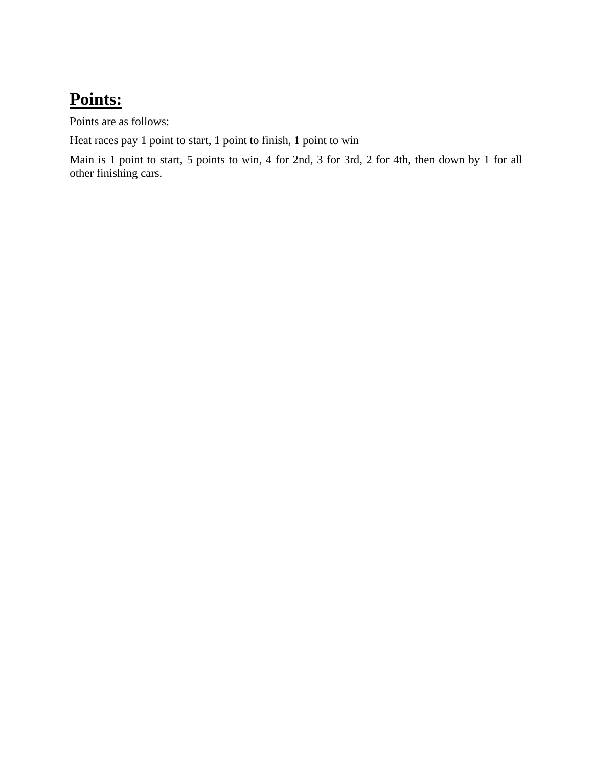## **Points:**

Points are as follows:

Heat races pay 1 point to start, 1 point to finish, 1 point to win

Main is 1 point to start, 5 points to win, 4 for 2nd, 3 for 3rd, 2 for 4th, then down by 1 for all other finishing cars.